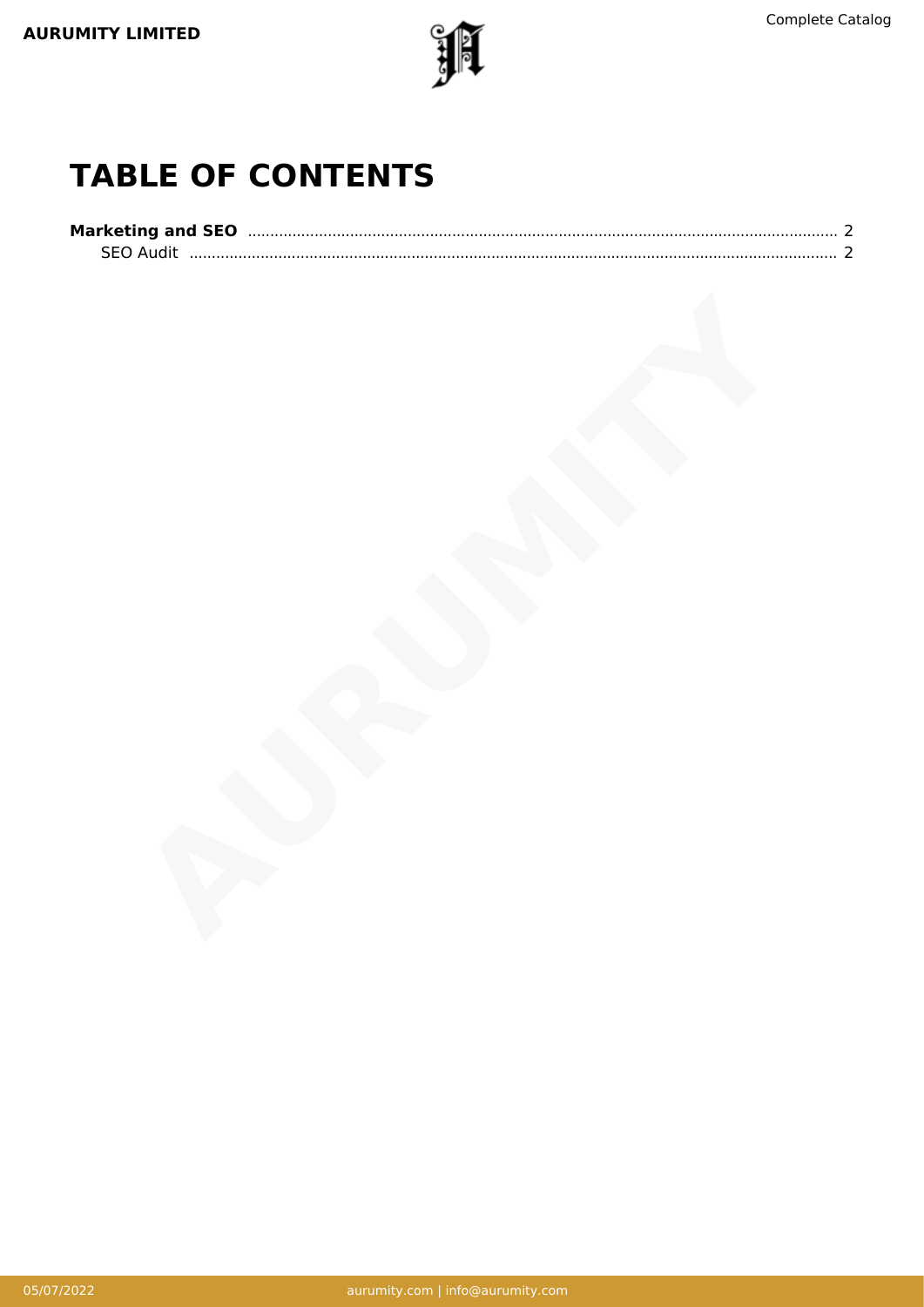# TABLE OF CONTENTS

**Marketing and SEO** .......... 2

SEO Audit .......... 2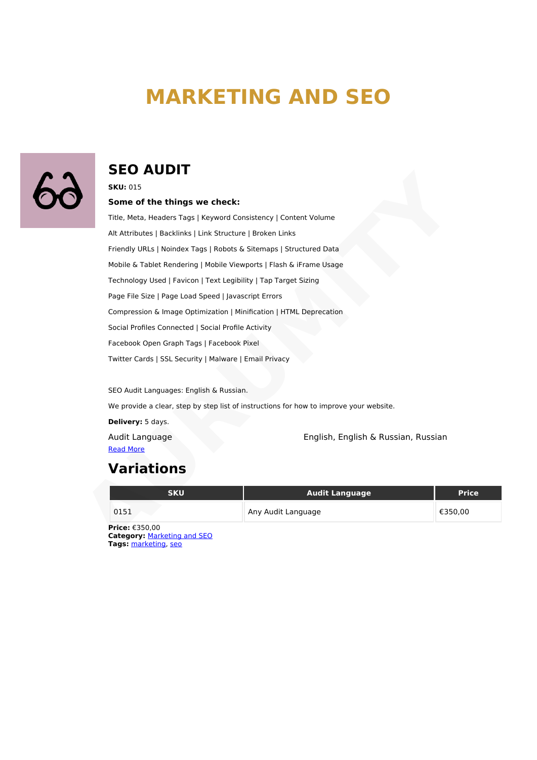# MARKETING AND SEO

## SEO AUDIT

**SKU:** 015

**Some of the things we check:**

Title, Meta, Headers Tags | Keyword Consistency | Content Volume

Alt Attributes | Backlinks | Link Structure | Broken Links

Friendly URLs | Noindex Tags | Robots & Sitemaps | Structured Data

Mobile & Tablet Rendering | Mobile Viewports | Flash & iFrame Usage

Technology Used | Favicon | Text Legibility | Tap Target Sizing

Page File Size | Page Load Speed | Javascript Errors

Compression & Image Optimization | Minification | HTML Deprecation

Social Profiles Connected | Social Profile Activity

Facebook Open Graph Tags | Facebook Pixel

Twitter Cards | SSL Security | Malware | Email Privacy

SEO Audit Languages: English & Russian.

We provide a clear, step by step list of instructions for how to improve your website.

**Delivery:** 5 days.

| | |
|---|---|
| Audit Language | English, English & Russian, Russian |

Read More

## Variations

| SKU | Audit Language | Price |
|---|---|---|
| 0151 | Any Audit Language | €350,00 |

**Price:** €350,00
**Category:** Marketing and SEO
**Tags:** marketing, seo